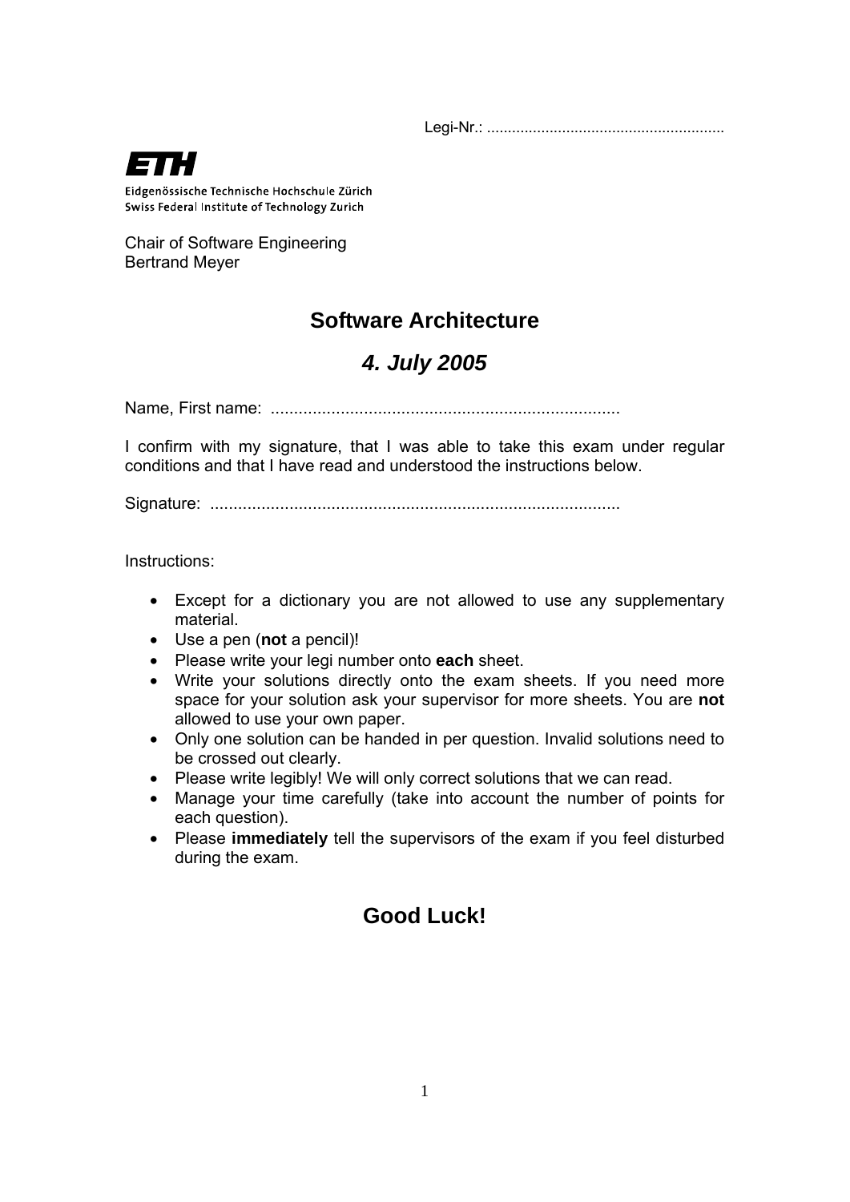Legi-Nr.: ........................................................

**ETH**

Eidgenössische Technische Hochschule Zürich
Swiss Federal Institute of Technology Zurich

Chair of Software Engineering
Bertrand Meyer

# Software Architecture

## *4. July 2005*

Name, First name: ..........................................................................

I confirm with my signature, that I was able to take this exam under regular conditions and that I have read and understood the instructions below.

Signature: .......................................................................................

Instructions:

- Except for a dictionary you are not allowed to use any supplementary material.
- Use a pen (**not** a pencil)!
- Please write your legi number onto **each** sheet.
- Write your solutions directly onto the exam sheets. If you need more space for your solution ask your supervisor for more sheets. You are **not** allowed to use your own paper.
- Only one solution can be handed in per question. Invalid solutions need to be crossed out clearly.
- Please write legibly! We will only correct solutions that we can read.
- Manage your time carefully (take into account the number of points for each question).
- Please **immediately** tell the supervisors of the exam if you feel disturbed during the exam.

## Good Luck!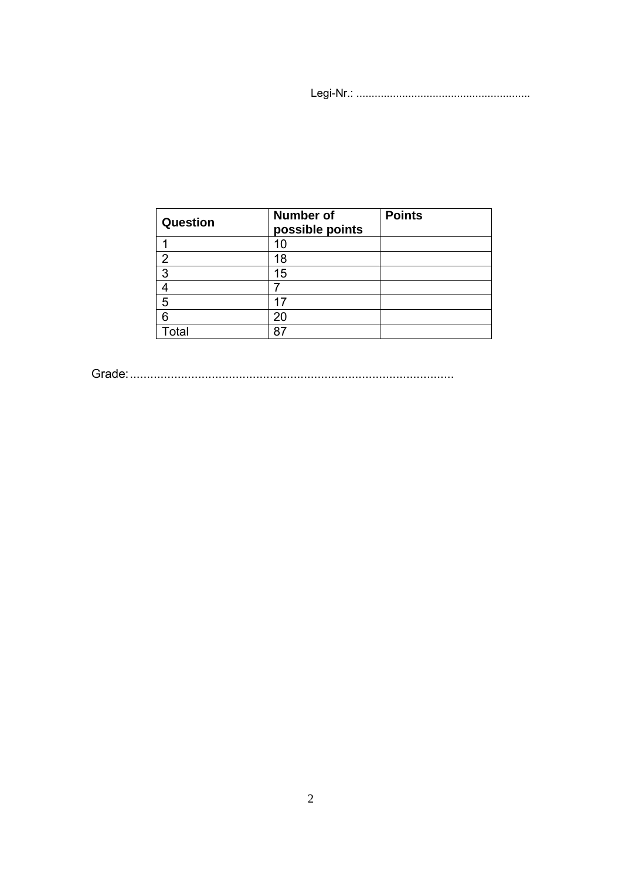Legi-Nr.: ........................................................

| Question | Number of possible points | Points |
|---|---|---|
| 1 | 10 | |
| 2 | 18 | |
| 3 | 15 | |
| 4 | 7 | |
| 5 | 17 | |
| 6 | 20 | |
| Total | 87 | |

Grade:................................................................................................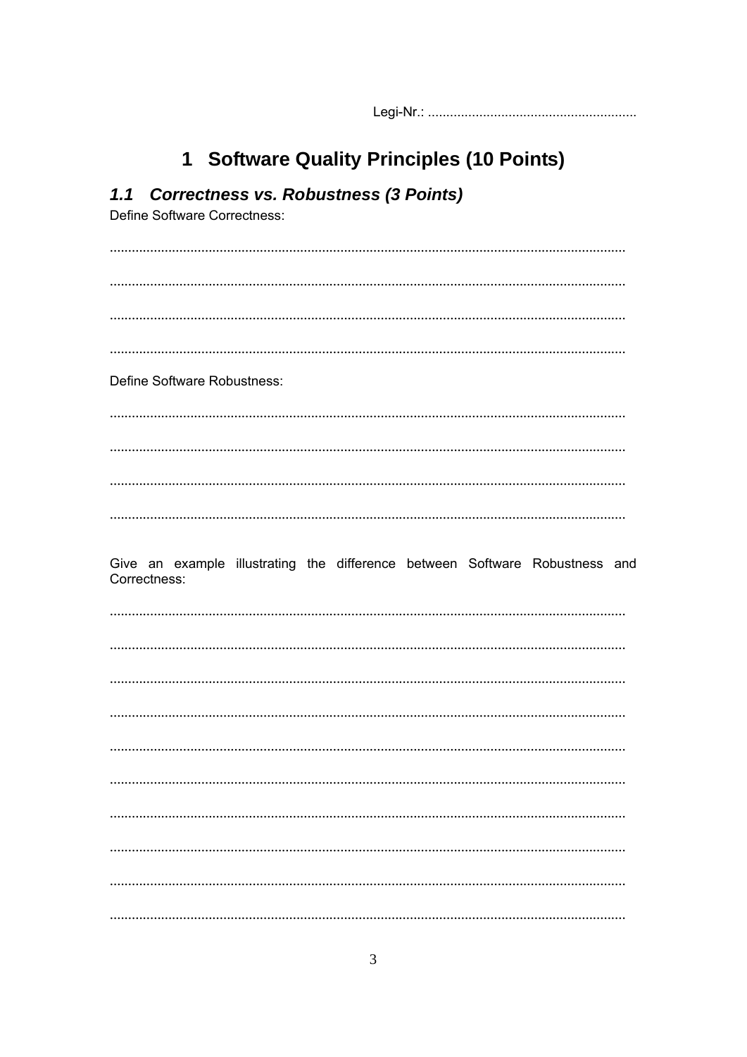Legi-Nr.: ........................................................

# 1 Software Quality Principles (10 Points)

## *1.1 Correctness vs. Robustness (3 Points)*

Define Software Correctness:

...........................................................................................................................................

...........................................................................................................................................

...........................................................................................................................................

...........................................................................................................................................

Define Software Robustness:

...........................................................................................................................................

...........................................................................................................................................

...........................................................................................................................................

...........................................................................................................................................

Give an example illustrating the difference between Software Robustness and Correctness:

...........................................................................................................................................

...........................................................................................................................................

...........................................................................................................................................

...........................................................................................................................................

...........................................................................................................................................

...........................................................................................................................................

...........................................................................................................................................

...........................................................................................................................................

...........................................................................................................................................

...........................................................................................................................................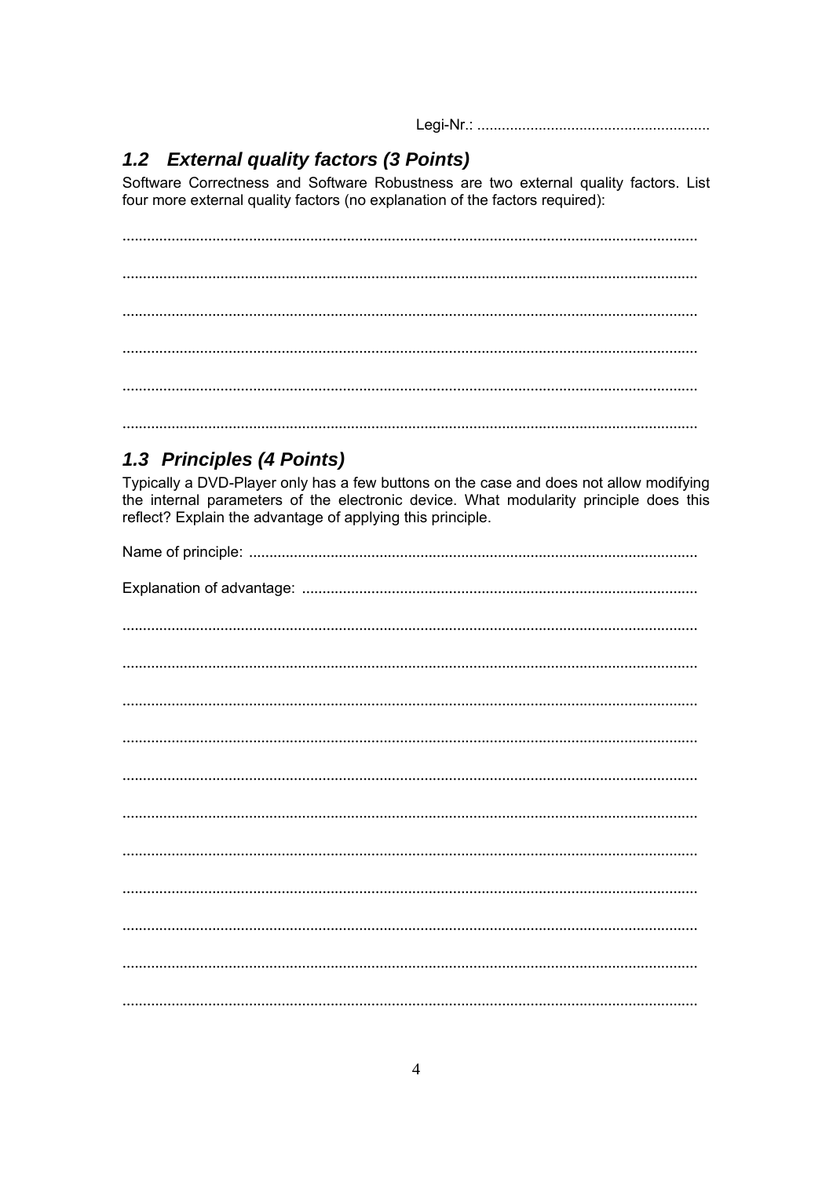Legi-Nr.: ........................................................

## 1.2 *External quality factors (3 Points)*

Software Correctness and Software Robustness are two external quality factors. List four more external quality factors (no explanation of the factors required):

...........................................................................................................................................

...........................................................................................................................................

...........................................................................................................................................

...........................................................................................................................................

...........................................................................................................................................

...........................................................................................................................................

## 1.3 *Principles (4 Points)*

Typically a DVD-Player only has a few buttons on the case and does not allow modifying the internal parameters of the electronic device. What modularity principle does this reflect? Explain the advantage of applying this principle.

Name of principle: ............................................................................................................

Explanation of advantage: ................................................................................................

...........................................................................................................................................

...........................................................................................................................................

...........................................................................................................................................

...........................................................................................................................................

...........................................................................................................................................

...........................................................................................................................................

...........................................................................................................................................

...........................................................................................................................................

...........................................................................................................................................

...........................................................................................................................................

...........................................................................................................................................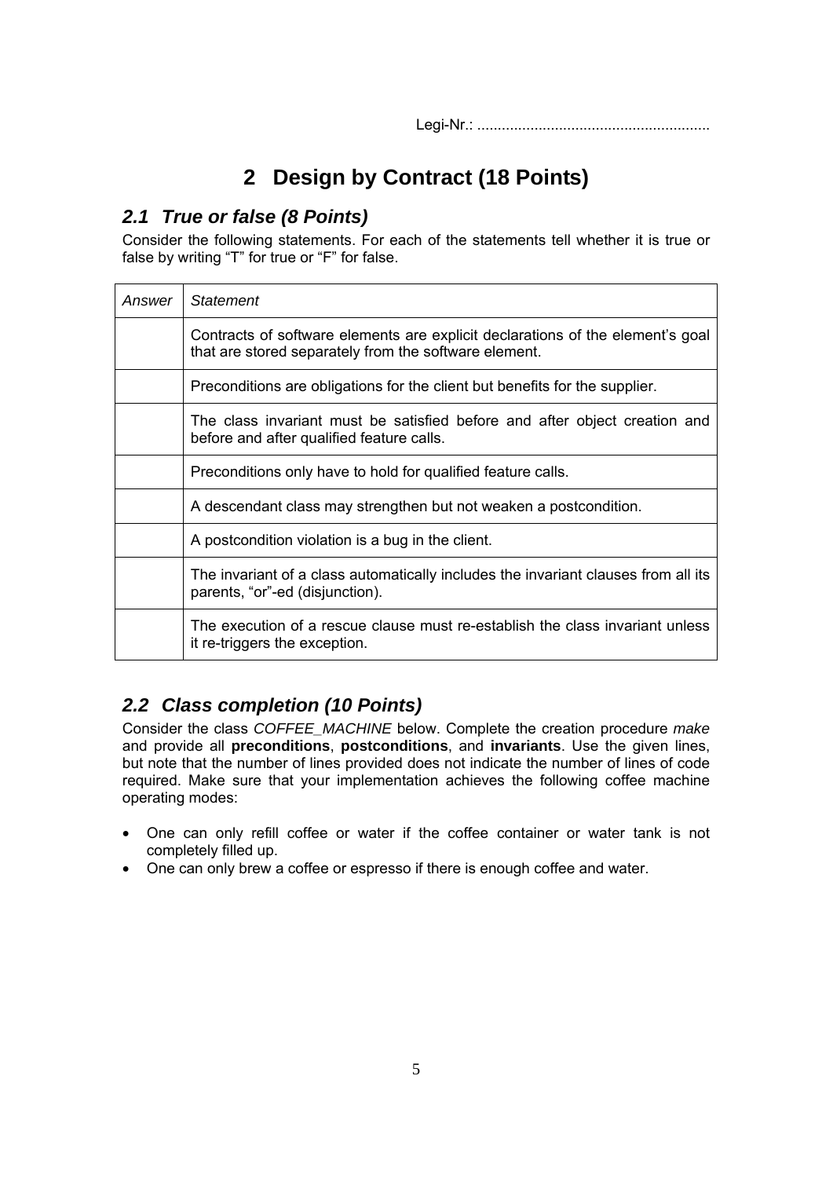Legi-Nr.: ........................................................

# 2 Design by Contract (18 Points)

## *2.1 True or false (8 Points)*

Consider the following statements. For each of the statements tell whether it is true or false by writing "T" for true or "F" for false.

| *Answer* | *Statement* |
|---|---|
| | Contracts of software elements are explicit declarations of the element's goal that are stored separately from the software element. |
| | Preconditions are obligations for the client but benefits for the supplier. |
| | The class invariant must be satisfied before and after object creation and before and after qualified feature calls. |
| | Preconditions only have to hold for qualified feature calls. |
| | A descendant class may strengthen but not weaken a postcondition. |
| | A postcondition violation is a bug in the client. |
| | The invariant of a class automatically includes the invariant clauses from all its parents, "or"-ed (disjunction). |
| | The execution of a rescue clause must re-establish the class invariant unless it re-triggers the exception. |

## *2.2 Class completion (10 Points)*

Consider the class *COFFEE_MACHINE* below. Complete the creation procedure *make* and provide all **preconditions**, **postconditions**, and **invariants**. Use the given lines, but note that the number of lines provided does not indicate the number of lines of code required. Make sure that your implementation achieves the following coffee machine operating modes:

- One can only refill coffee or water if the coffee container or water tank is not completely filled up.
- One can only brew a coffee or espresso if there is enough coffee and water.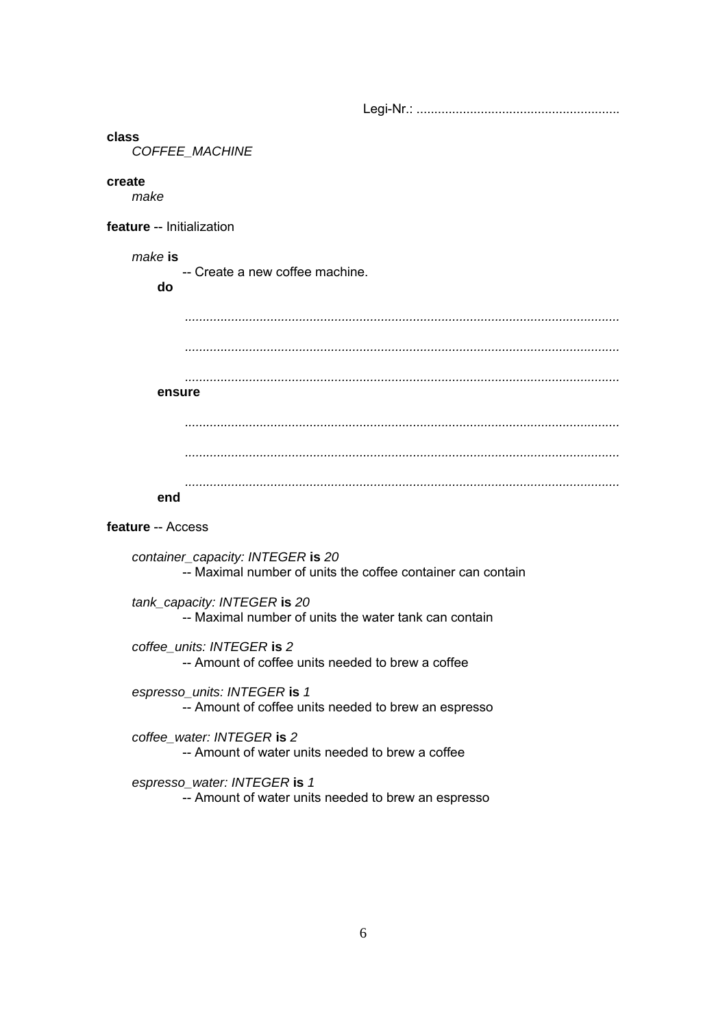Legi-Nr.: .........................................................

```
class
    COFFEE_MACHINE

create
    make

feature -- Initialization

    make is
            -- Create a new coffee machine.
        do

            ..........................................................................................................................

            ..........................................................................................................................

            ..........................................................................................................................
        ensure

            ..........................................................................................................................

            ..........................................................................................................................

            ..........................................................................................................................
        end

feature -- Access

    container_capacity: INTEGER is 20
            -- Maximal number of units the coffee container can contain

    tank_capacity: INTEGER is 20
            -- Maximal number of units the water tank can contain

    coffee_units: INTEGER is 2
            -- Amount of coffee units needed to brew a coffee

    espresso_units: INTEGER is 1
            -- Amount of coffee units needed to brew an espresso

    coffee_water: INTEGER is 2
            -- Amount of water units needed to brew a coffee

    espresso_water: INTEGER is 1
            -- Amount of water units needed to brew an espresso
```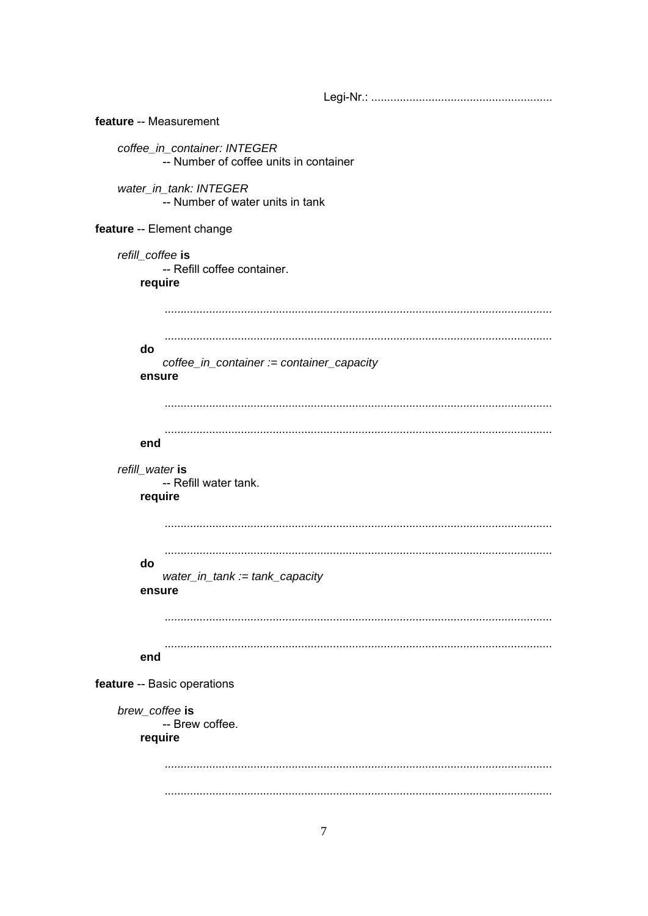Legi-Nr.: ........................................................

```
feature -- Measurement

    coffee_in_container: INTEGER
            -- Number of coffee units in container

    water_in_tank: INTEGER
            -- Number of water units in tank

feature -- Element change

    refill_coffee is
            -- Refill coffee container.
        require

            ..........................................................................................................

            ..........................................................................................................
        do
            coffee_in_container := container_capacity
        ensure

            ..........................................................................................................

            ..........................................................................................................
        end

    refill_water is
            -- Refill water tank.
        require

            ..........................................................................................................

            ..........................................................................................................
        do
            water_in_tank := tank_capacity
        ensure

            ..........................................................................................................

            ..........................................................................................................
        end

feature -- Basic operations

    brew_coffee is
            -- Brew coffee.
        require

            ..........................................................................................................

            ..........................................................................................................
```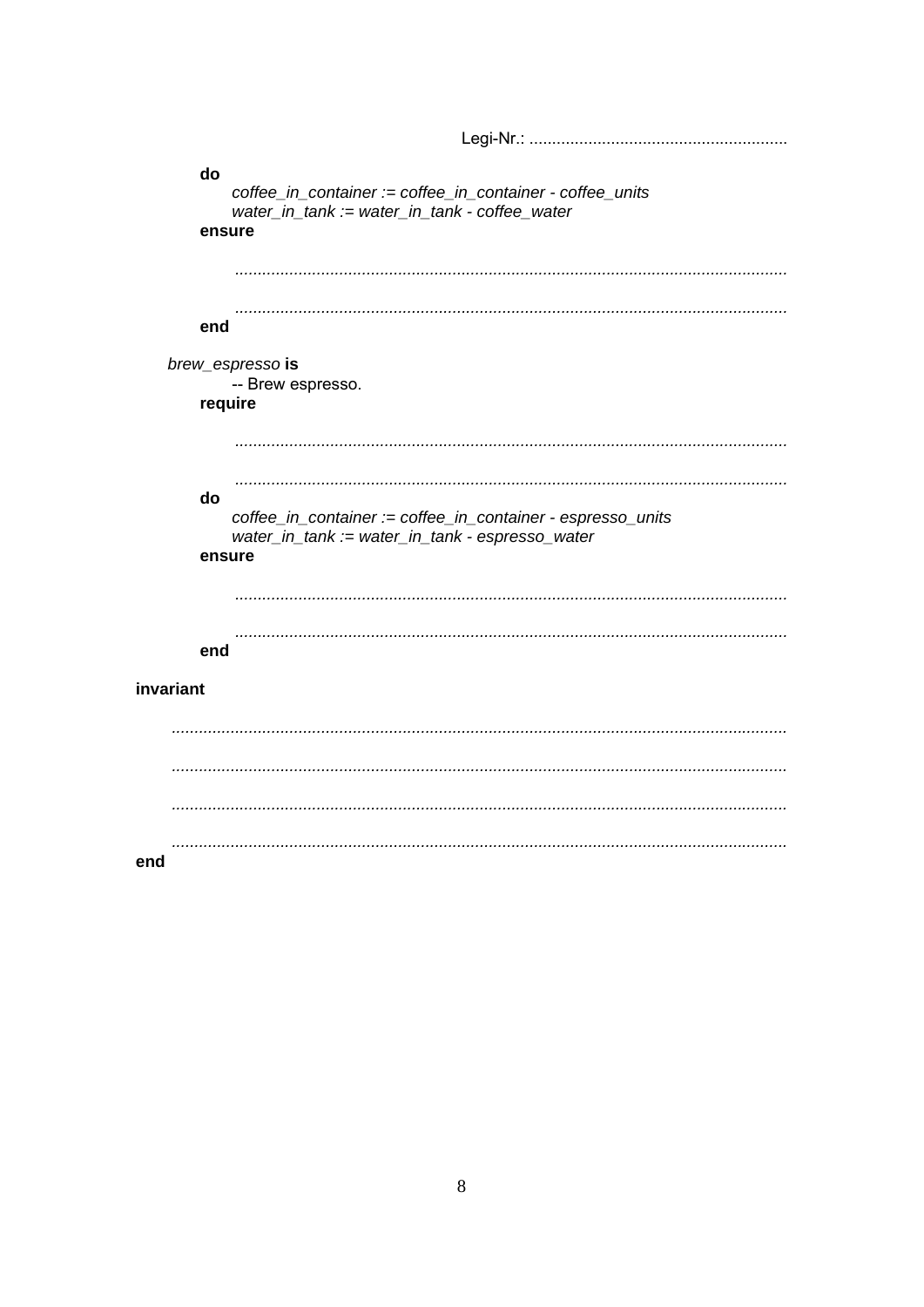Legi-Nr.: .........................................................

```
		do
			coffee_in_container := coffee_in_container - coffee_units
			water_in_tank := water_in_tank - coffee_water
		ensure

			..........................................................................................................................

			..........................................................................................................................
		end

	brew_espresso is
			-- Brew espresso.
		require

			..........................................................................................................................

			..........................................................................................................................
		do
			coffee_in_container := coffee_in_container - espresso_units
			water_in_tank := water_in_tank - espresso_water
		ensure

			..........................................................................................................................

			..........................................................................................................................
		end

invariant

	..........................................................................................................................

	..........................................................................................................................

	..........................................................................................................................

	..........................................................................................................................
end
```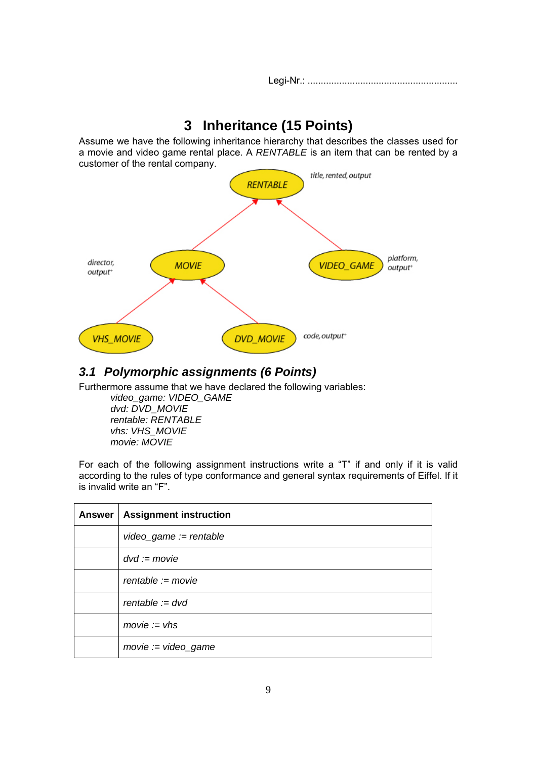Legi-Nr.: ........................................................

# 3 Inheritance (15 Points)

Assume we have the following inheritance hierarchy that describes the classes used for a movie and video game rental place. A *RENTABLE* is an item that can be rented by a customer of the rental company.

RENTABLE — title, rented, output

MOVIE — director, output+

VIDEO_GAME — platform, output+

VHS_MOVIE

DVD_MOVIE — code, output+

## 3.1 Polymorphic assignments (6 Points)

Furthermore assume that we have declared the following variables:

*video_game: VIDEO_GAME*
*dvd: DVD_MOVIE*
*rentable: RENTABLE*
*vhs: VHS_MOVIE*
*movie: MOVIE*

For each of the following assignment instructions write a "T" if and only if it is valid according to the rules of type conformance and general syntax requirements of Eiffel. If it is invalid write an "F".

| Answer | Assignment instruction |
|---|---|
| | *video_game := rentable* |
| | *dvd := movie* |
| | *rentable := movie* |
| | *rentable := dvd* |
| | *movie := vhs* |
| | *movie := video_game* |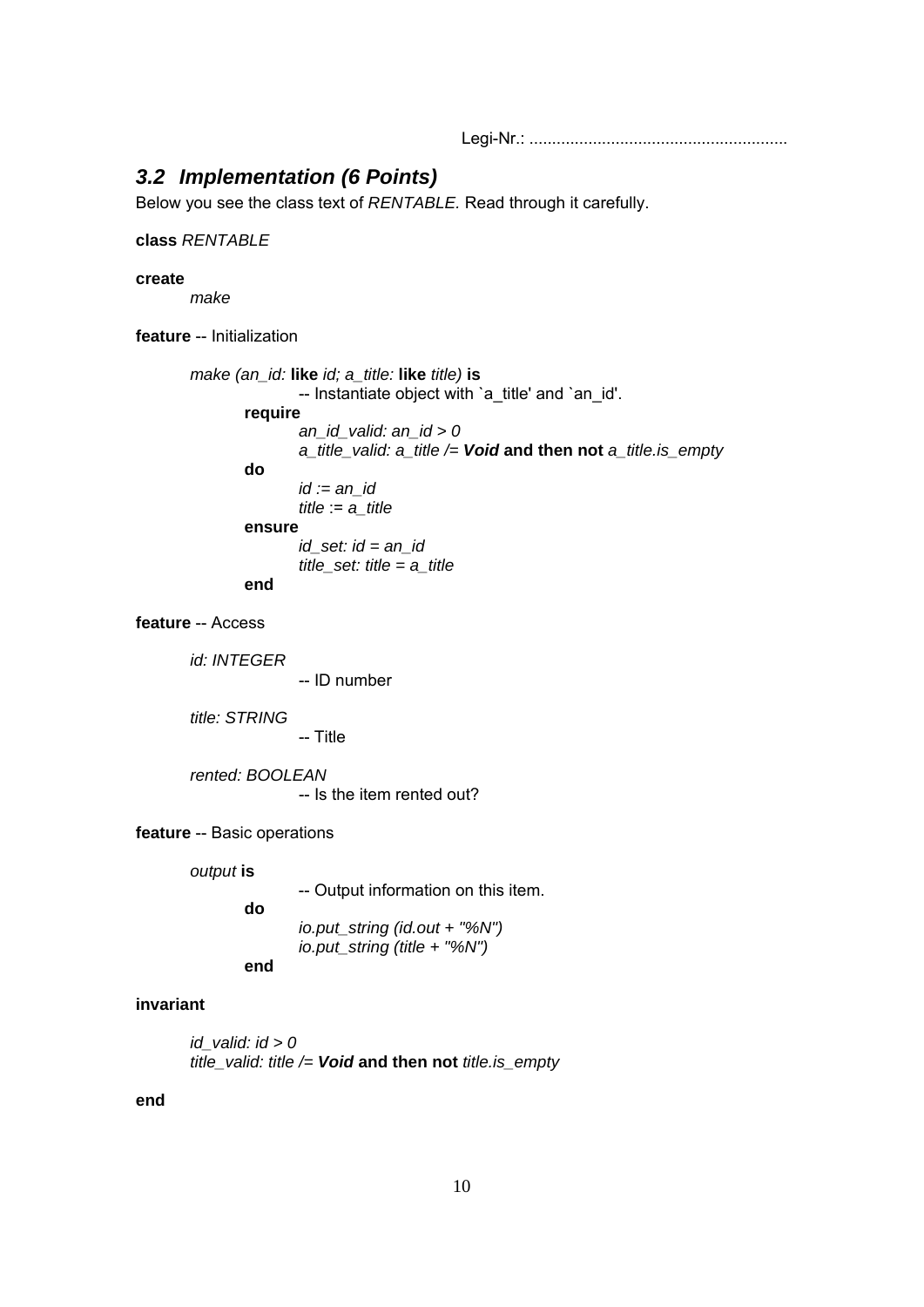Legi-Nr.: ........................................................

### *3.2 Implementation (6 Points)*

Below you see the class text of *RENTABLE.* Read through it carefully.

```
class RENTABLE

create
	make

feature -- Initialization

	make (an_id: like id; a_title: like title) is
			-- Instantiate object with `a_title' and `an_id'.
		require
			an_id_valid: an_id > 0
			a_title_valid: a_title /= Void and then not a_title.is_empty
		do
			id := an_id
			title := a_title
		ensure
			id_set: id = an_id
			title_set: title = a_title
		end

feature -- Access

	id: INTEGER
			-- ID number

	title: STRING
			-- Title

	rented: BOOLEAN
			-- Is the item rented out?

feature -- Basic operations

	output is
			-- Output information on this item.
		do
			io.put_string (id.out + "%N")
			io.put_string (title + "%N")
		end

invariant

	id_valid: id > 0
	title_valid: title /= Void and then not title.is_empty

end
```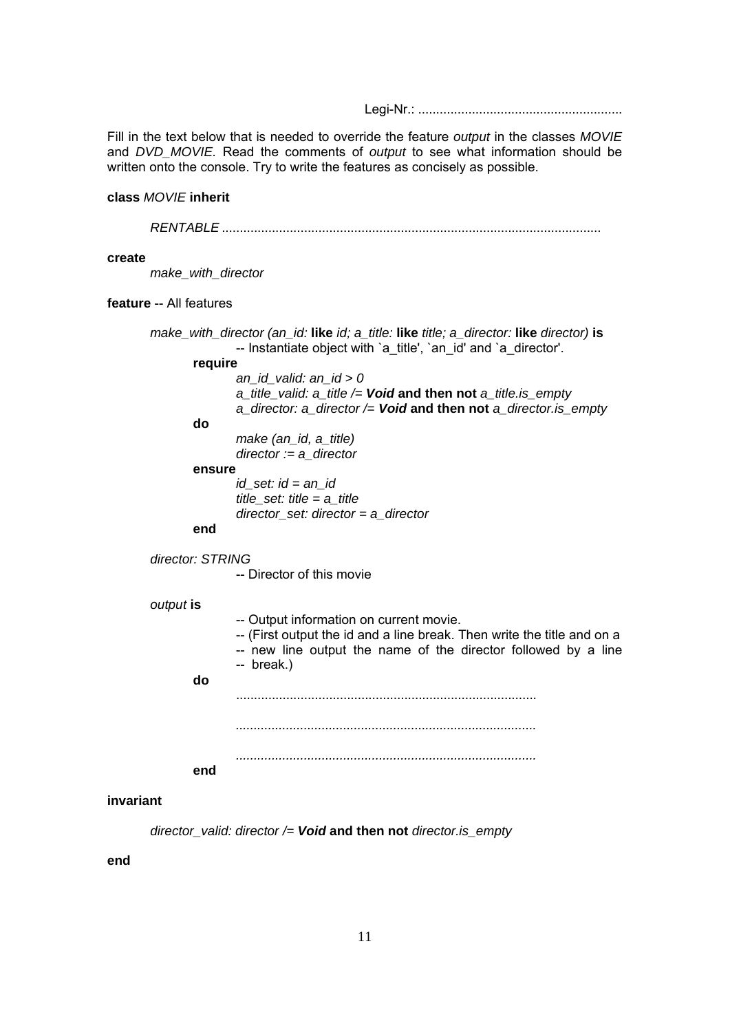Legi-Nr.: .........................................................

Fill in the text below that is needed to override the feature *output* in the classes *MOVIE* and *DVD_MOVIE.* Read the comments of *output* to see what information should be written onto the console. Try to write the features as concisely as possible.

```
class MOVIE inherit

	RENTABLE .........................................................................................................

create
	make_with_director

feature -- All features

	make_with_director (an_id: like id; a_title: like title; a_director: like director) is
			-- Instantiate object with `a_title', `an_id' and `a_director'.
		require
			an_id_valid: an_id > 0
			a_title_valid: a_title /= Void and then not a_title.is_empty
			a_director: a_director /= Void and then not a_director.is_empty
		do
			make (an_id, a_title)
			director := a_director
		ensure
			id_set: id = an_id
			title_set: title = a_title
			director_set: director = a_director
		end

	director: STRING
			-- Director of this movie

	output is
			-- Output information on current movie.
			-- (First output the id and a line break. Then write the title and on a
			-- new line output the name of the director followed by a line
			-- break.)
		do
			...................................................................................

			...................................................................................

			...................................................................................
		end

invariant

	director_valid: director /= Void and then not director.is_empty

end
```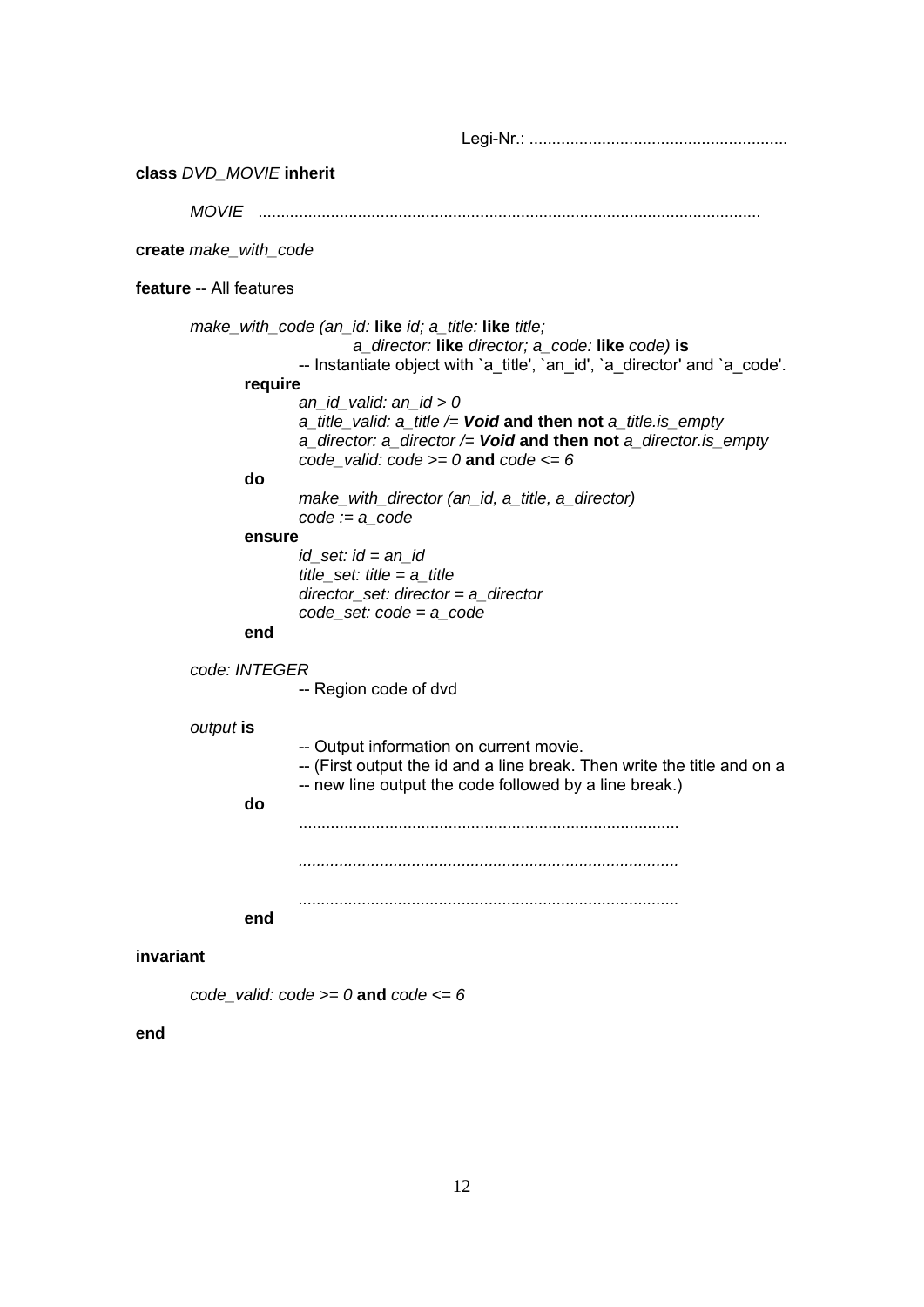Legi-Nr.: .........................................................

```
class DVD_MOVIE inherit

	MOVIE   ..............................................................................................................

create make_with_code

feature -- All features

	make_with_code (an_id: like id; a_title: like title;
				a_director: like director; a_code: like code) is
			-- Instantiate object with `a_title', `an_id', `a_director' and `a_code'.
		require
			an_id_valid: an_id > 0
			a_title_valid: a_title /= Void and then not a_title.is_empty
			a_director: a_director /= Void and then not a_director.is_empty
			code_valid: code >= 0 and code <= 6
		do
			make_with_director (an_id, a_title, a_director)
			code := a_code
		ensure
			id_set: id = an_id
			title_set: title = a_title
			director_set: director = a_director
			code_set: code = a_code
		end

	code: INTEGER
			-- Region code of dvd

	output is
			-- Output information on current movie.
			-- (First output the id and a line break. Then write the title and on a
			-- new line output the code followed by a line break.)
		do
			...................................................................................

			...................................................................................

			...................................................................................
		end

invariant

	code_valid: code >= 0 and code <= 6

end
```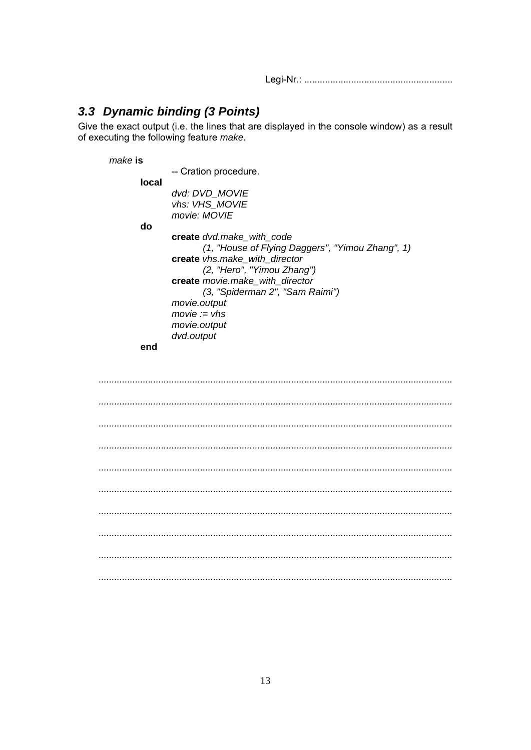Legi-Nr.: ........................................................

### 3.3 *Dynamic binding (3 Points)*

Give the exact output (i.e. the lines that are displayed in the console window) as a result of executing the following feature *make*.

```
make is
        -- Cration procedure.
    local
        dvd: DVD_MOVIE
        vhs: VHS_MOVIE
        movie: MOVIE
    do
        create dvd.make_with_code
            (1, "House of Flying Daggers", "Yimou Zhang", 1)
        create vhs.make_with_director
            (2, "Hero", "Yimou Zhang")
        create movie.make_with_director
            (3, "Spiderman 2", "Sam Raimi")
        movie.output
        movie := vhs
        movie.output
        dvd.output
    end
```

..........................................................................................................................................

..........................................................................................................................................

..........................................................................................................................................

..........................................................................................................................................

..........................................................................................................................................

..........................................................................................................................................

..........................................................................................................................................

..........................................................................................................................................

..........................................................................................................................................

..........................................................................................................................................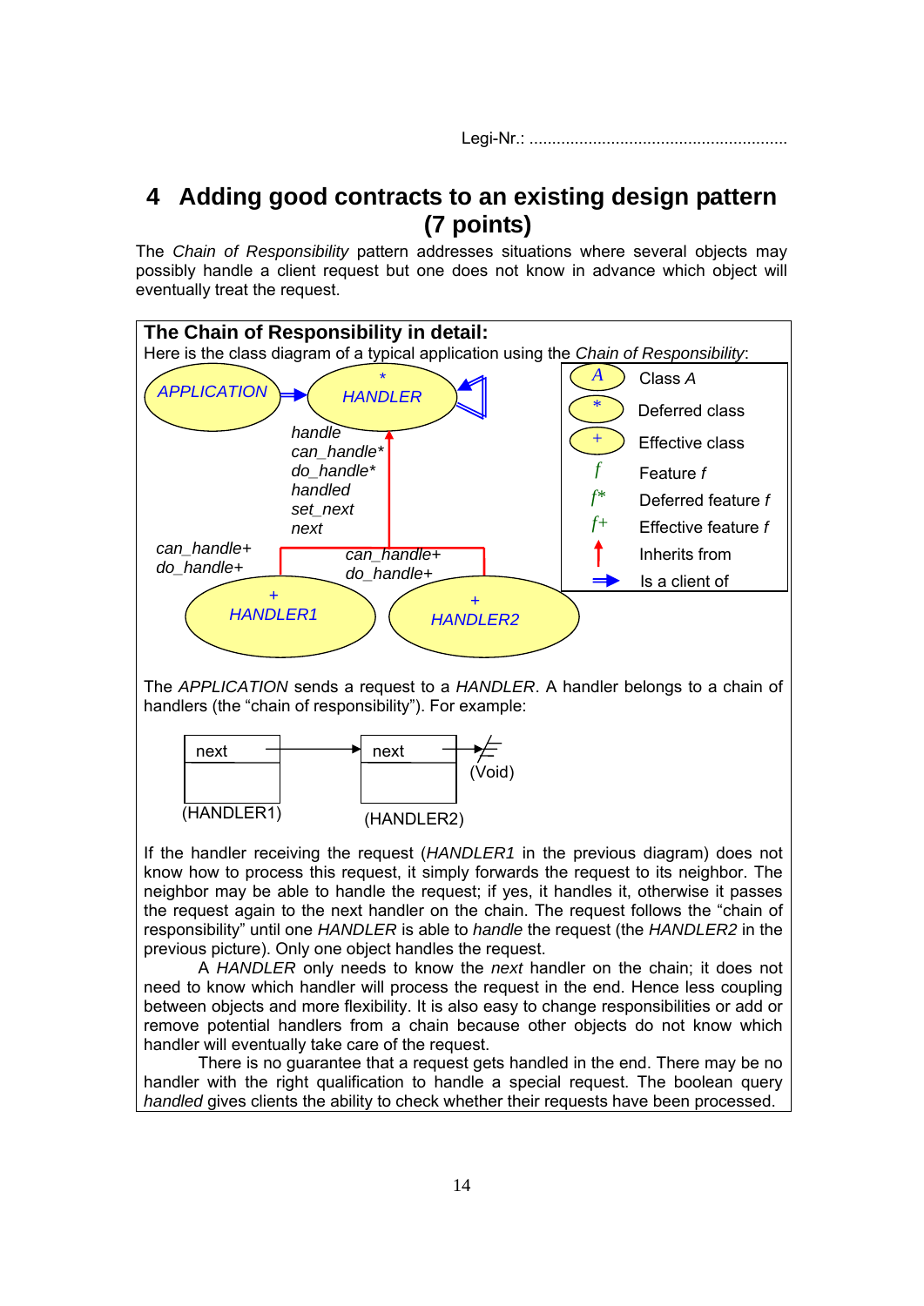Legi-Nr.: ........................................................

# 4 Adding good contracts to an existing design pattern (7 points)

The *Chain of Responsibility* pattern addresses situations where several objects may possibly handle a client request but one does not know in advance which object will eventually treat the request.

**The Chain of Responsibility in detail:**

Here is the class diagram of a typical application using the *Chain of Responsibility*:

The *APPLICATION* sends a request to a *HANDLER*. A handler belongs to a chain of handlers (the "chain of responsibility"). For example:

If the handler receiving the request (*HANDLER1* in the previous diagram) does not know how to process this request, it simply forwards the request to its neighbor. The neighbor may be able to handle the request; if yes, it handles it, otherwise it passes the request again to the next handler on the chain. The request follows the "chain of responsibility" until one *HANDLER* is able to *handle* the request (the *HANDLER2* in the previous picture). Only one object handles the request.

A *HANDLER* only needs to know the *next* handler on the chain; it does not need to know which handler will process the request in the end. Hence less coupling between objects and more flexibility. It is also easy to change responsibilities or add or remove potential handlers from a chain because other objects do not know which handler will eventually take care of the request.

There is no guarantee that a request gets handled in the end. There may be no handler with the right qualification to handle a special request. The boolean query *handled* gives clients the ability to check whether their requests have been processed.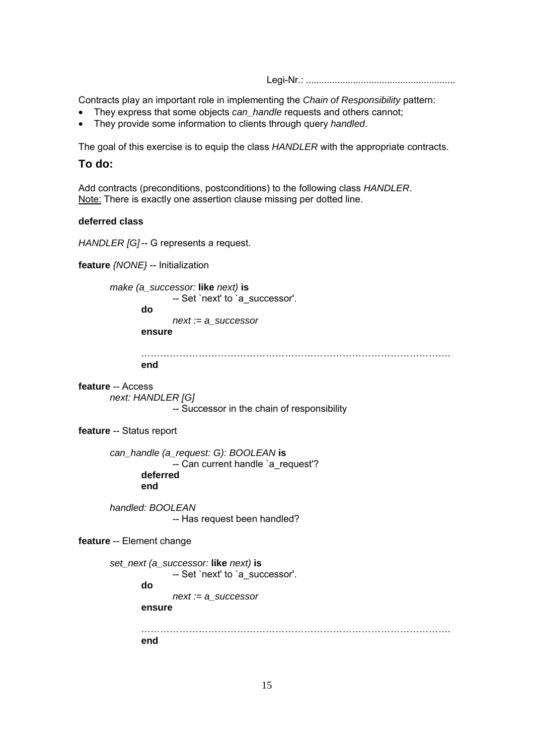Legi-Nr.: ........................................................

Contracts play an important role in implementing the *Chain of Responsibility* pattern:

- They express that some objects *can_handle* requests and others cannot;
- They provide some information to clients through query *handled*.

The goal of this exercise is to equip the class *HANDLER* with the appropriate contracts.

## To do:

Add contracts (preconditions, postconditions) to the following class *HANDLER*.
Note: There is exactly one assertion clause missing per dotted line.

```
deferred class

HANDLER [G] -- G represents a request.

feature {NONE} -- Initialization

	make (a_successor: like next) is
			-- Set `next' to `a_successor'.
		do
			next := a_successor
		ensure

		…………………………………………………………………………………
		end

feature -- Access
	next: HANDLER [G]
			-- Successor in the chain of responsibility

feature -- Status report

	can_handle (a_request: G): BOOLEAN is
			-- Can current handle `a_request'?
		deferred
		end

	handled: BOOLEAN
			-- Has request been handled?

feature -- Element change

	set_next (a_successor: like next) is
			-- Set `next' to `a_successor'.
		do
			next := a_successor
		ensure

		…………………………………………………………………………………
		end
```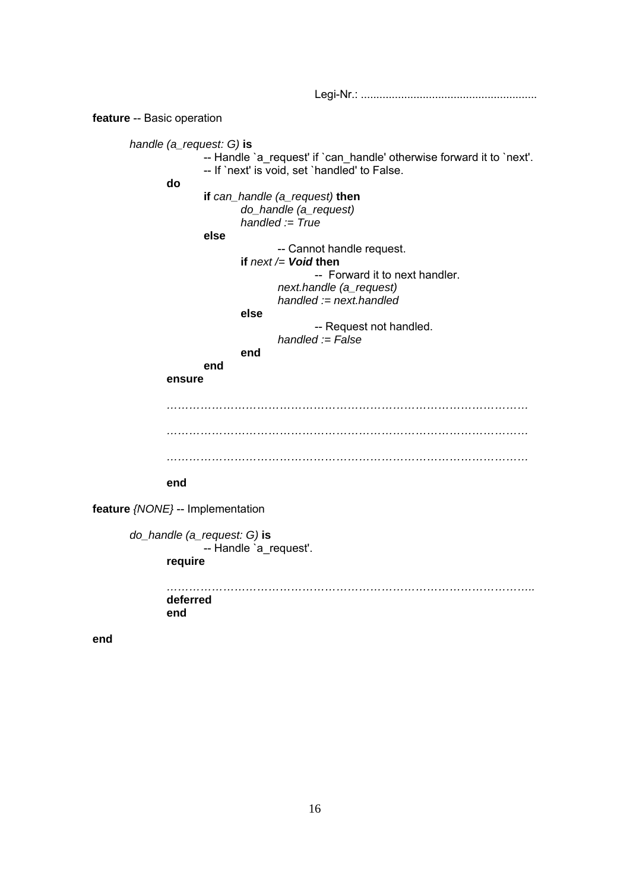Legi-Nr.: ........................................................

```
feature -- Basic operation

	handle (a_request: G) is
			-- Handle `a_request' if `can_handle' otherwise forward it to `next'.
			-- If `next' is void, set `handled' to False.
		do
			if can_handle (a_request) then
				do_handle (a_request)
				handled := True
			else
					-- Cannot handle request.
				if next /= Void then
						-- Forward it to next handler.
					next.handle (a_request)
					handled := next.handled
				else
						-- Request not handled.
					handled := False
				end
			end
		ensure

		…………………………………………………………………………………

		…………………………………………………………………………………

		…………………………………………………………………………………

		end

feature {NONE} -- Implementation

	do_handle (a_request: G) is
			-- Handle `a_request'.
		require

		…………………………………………………………………………………..
		deferred
		end

end
```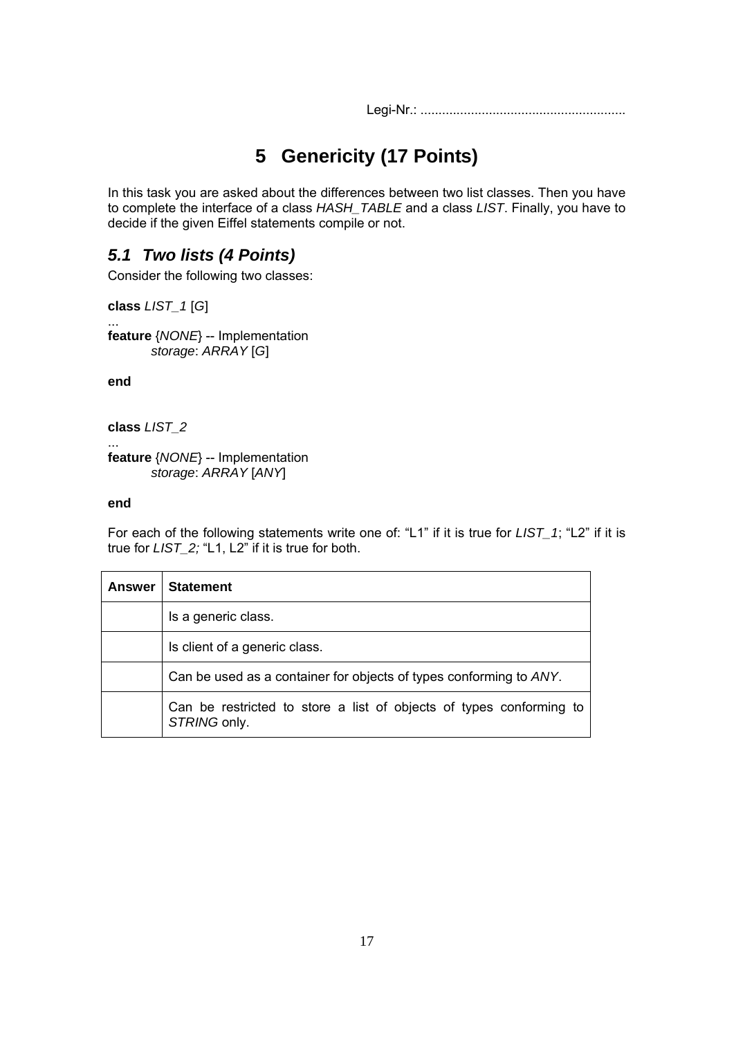Legi-Nr.: ........................................................

# 5 Genericity (17 Points)

In this task you are asked about the differences between two list classes. Then you have to complete the interface of a class *HASH_TABLE* and a class *LIST*. Finally, you have to decide if the given Eiffel statements compile or not.

## *5.1 Two lists (4 Points)*

Consider the following two classes:

```
class LIST_1 [G]
...
feature {NONE} -- Implementation
        storage: ARRAY [G]

end
```

```
class LIST_2
...
feature {NONE} -- Implementation
        storage: ARRAY [ANY]

end
```

For each of the following statements write one of: "L1" if it is true for *LIST_1*; "L2" if it is true for *LIST_2;* "L1, L2" if it is true for both.

| Answer | Statement |
|---|---|
| | Is a generic class. |
| | Is client of a generic class. |
| | Can be used as a container for objects of types conforming to *ANY*. |
| | Can be restricted to store a list of objects of types conforming to *STRING* only. |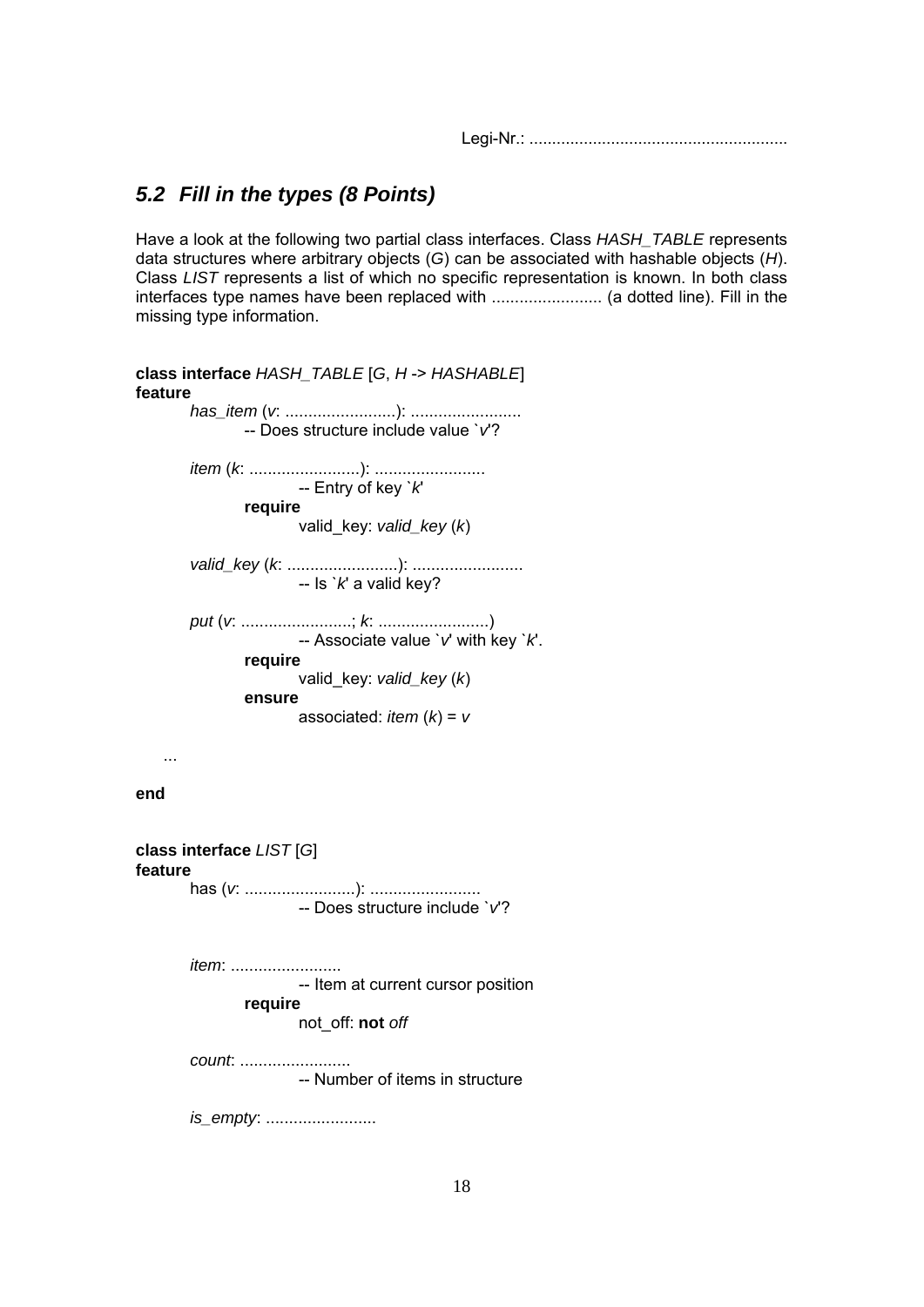Legi-Nr.: ........................................................

## *5.2 Fill in the types (8 Points)*

Have a look at the following two partial class interfaces. Class *HASH_TABLE* represents data structures where arbitrary objects (*G*) can be associated with hashable objects (*H*). Class *LIST* represents a list of which no specific representation is known. In both class interfaces type names have been replaced with ........................ (a dotted line). Fill in the missing type information.

```
class interface HASH_TABLE [G, H -> HASHABLE]
feature
	has_item (v: ........................): ........................
		-- Does structure include value `v'?

	item (k: ........................): ........................
			-- Entry of key `k'
		require
			valid_key: valid_key (k)

	valid_key (k: ........................): ........................
			-- Is `k' a valid key?

	put (v: ........................; k: ........................)
			-- Associate value `v' with key `k'.
		require
			valid_key: valid_key (k)
		ensure
			associated: item (k) = v

    ...

end


class interface LIST [G]
feature
	has (v: ........................): ........................
			-- Does structure include `v'?


	item: ........................
			-- Item at current cursor position
		require
			not_off: not off

	count: ........................
			-- Number of items in structure

	is_empty: ........................
```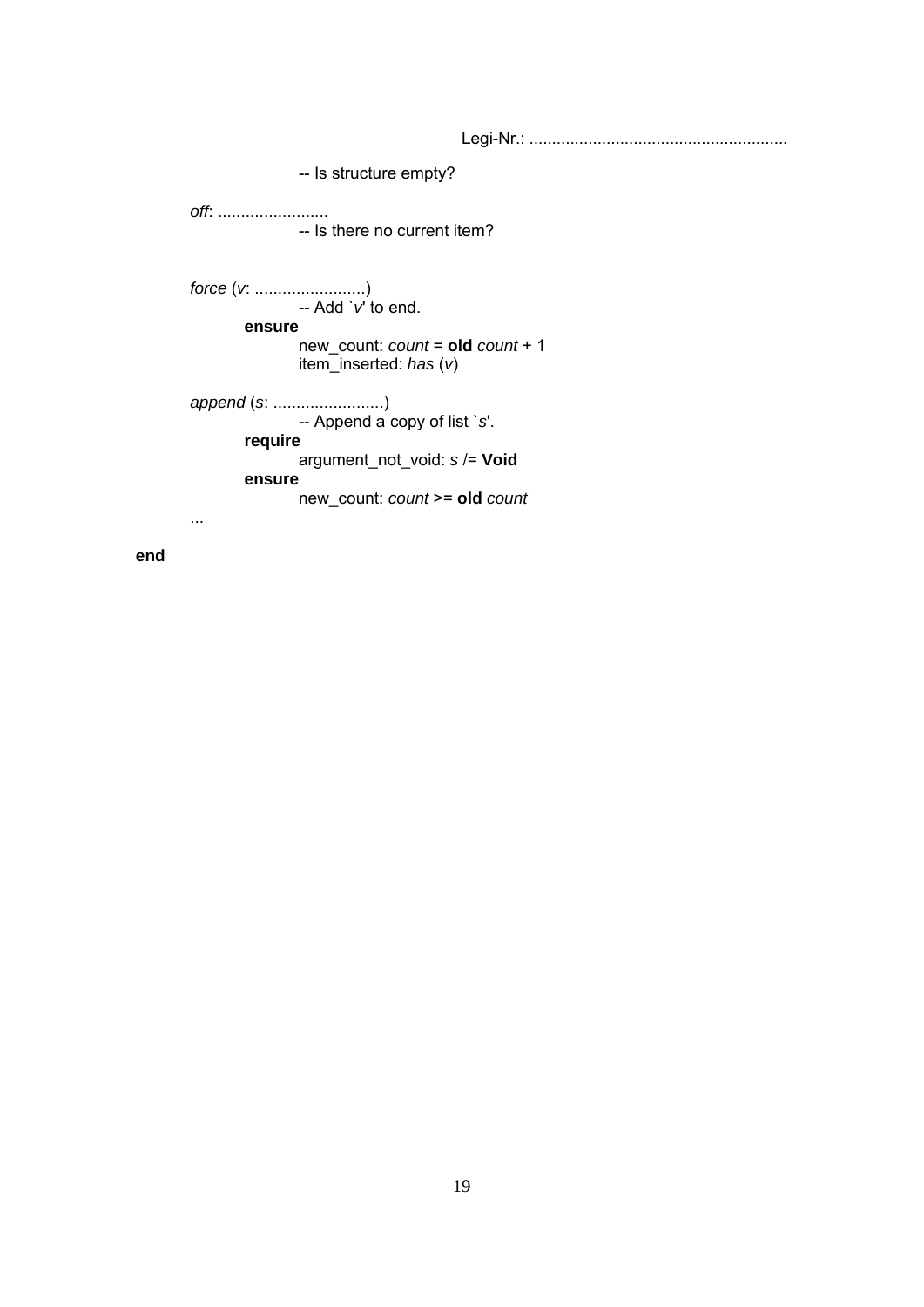Legi-Nr.: ........................................................

```
			-- Is structure empty?

	off: ........................
			-- Is there no current item?


	force (v: ........................)
			-- Add `v' to end.
		ensure
			new_count: count = old count + 1
			item_inserted: has (v)

	append (s: ........................)
			-- Append a copy of list `s'.
		require
			argument_not_void: s /= Void
		ensure
			new_count: count >= old count
	...

end
```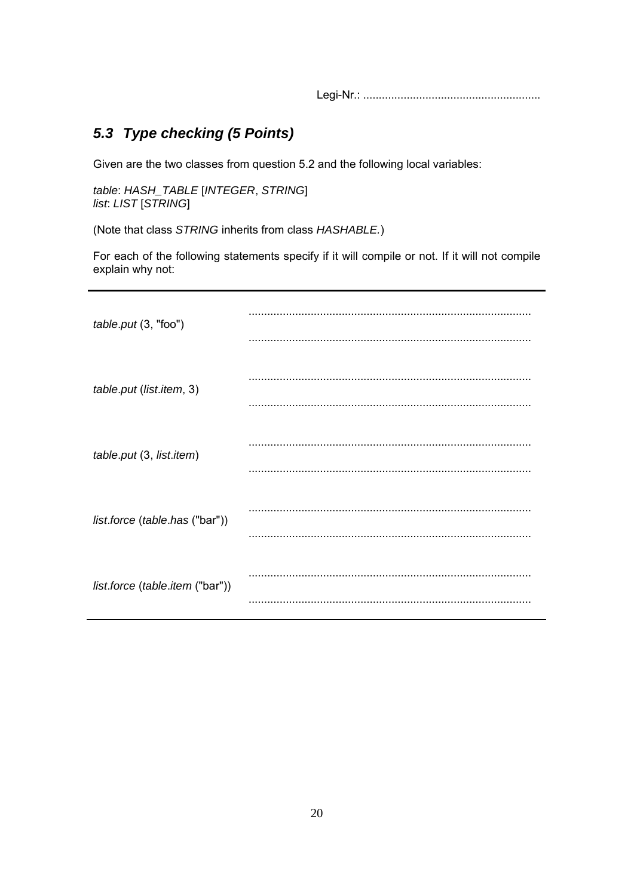Legi-Nr.: ........................................................

## 5.3 *Type checking (5 Points)*

Given are the two classes from question 5.2 and the following local variables:

*table*: *HASH_TABLE* [*INTEGER*, *STRING*]
*list*: *LIST* [*STRING*]

(Note that class *STRING* inherits from class *HASHABLE*.)

For each of the following statements specify if it will compile or not. If it will not compile explain why not:

| Statement | Answer |
|---|---|
| *table*.*put* (3, "foo") | .......................................................................................... .......................................................................................... |
| *table*.*put* (*list*.*item*, 3) | .......................................................................................... .......................................................................................... |
| *table*.*put* (3, *list*.*item*) | .......................................................................................... .......................................................................................... |
| *list*.*force* (*table*.*has* ("bar")) | .......................................................................................... .......................................................................................... |
| *list*.*force* (*table*.*item* ("bar")) | .......................................................................................... .......................................................................................... |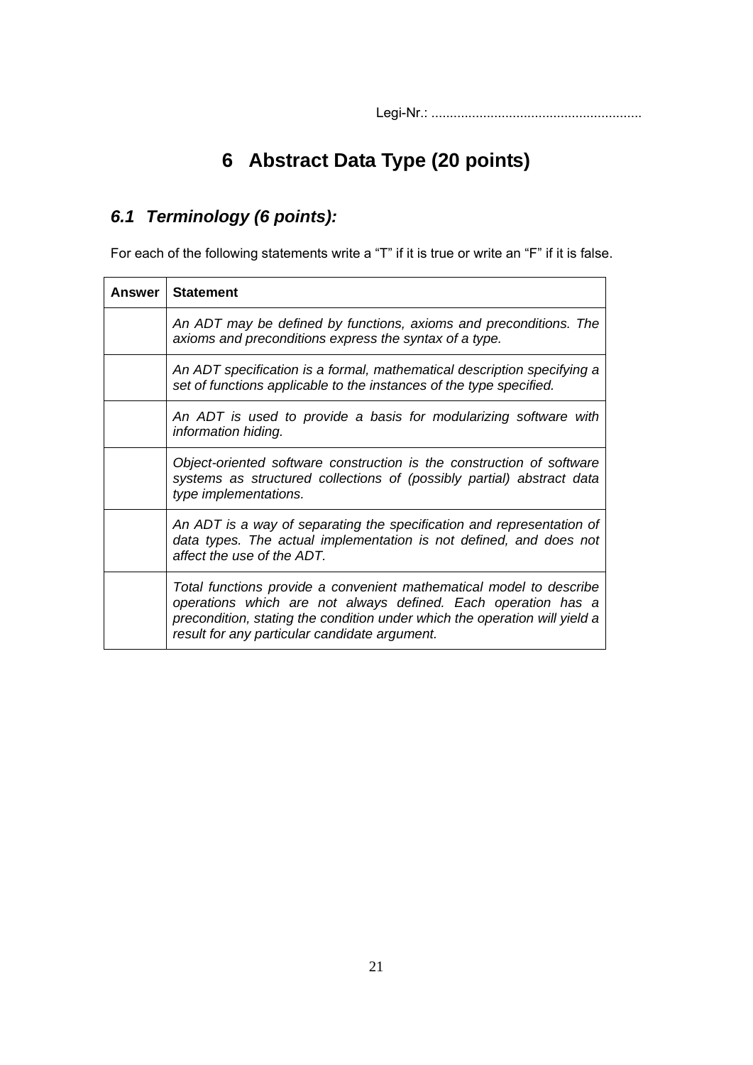Legi-Nr.: ........................................................

# 6 Abstract Data Type (20 points)

## *6.1 Terminology (6 points):*

For each of the following statements write a “T” if it is true or write an “F” if it is false.

| Answer | Statement |
| --- | --- |
| | *An ADT may be defined by functions, axioms and preconditions. The axioms and preconditions express the syntax of a type.* |
| | *An ADT specification is a formal, mathematical description specifying a set of functions applicable to the instances of the type specified.* |
| | *An ADT is used to provide a basis for modularizing software with information hiding.* |
| | *Object-oriented software construction is the construction of software systems as structured collections of (possibly partial) abstract data type implementations.* |
| | *An ADT is a way of separating the specification and representation of data types. The actual implementation is not defined, and does not affect the use of the ADT.* |
| | *Total functions provide a convenient mathematical model to describe operations which are not always defined. Each operation has a precondition, stating the condition under which the operation will yield a result for any particular candidate argument.* |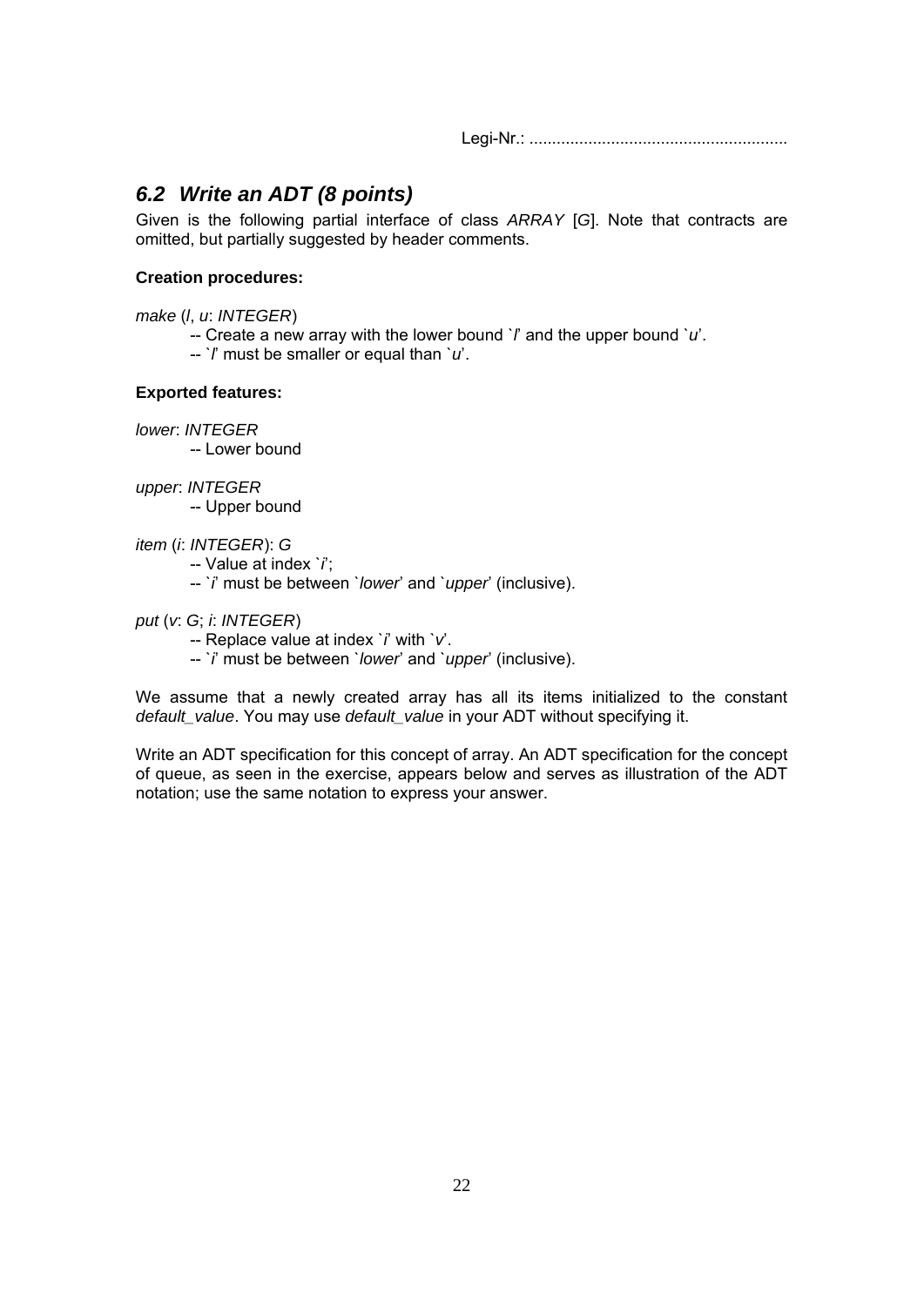Legi-Nr.: ........................................................

## 6.2 *Write an ADT (8 points)*

Given is the following partial interface of class *ARRAY* [*G*]. Note that contracts are omitted, but partially suggested by header comments.

**Creation procedures:**

*make* (*l*, *u*: *INTEGER*)
    -- Create a new array with the lower bound `*l*' and the upper bound `*u*'.
    -- `*l*' must be smaller or equal than `*u*'.

**Exported features:**

*lower*: *INTEGER*
    -- Lower bound

*upper*: *INTEGER*
    -- Upper bound

*item* (*i*: *INTEGER*): *G*
    -- Value at index `*i*';
    -- `*i*' must be between `*lower*' and `*upper*' (inclusive).

*put* (*v*: *G*; *i*: *INTEGER*)
    -- Replace value at index `*i*' with `*v*'.
    -- `*i*' must be between `*lower*' and `*upper*' (inclusive).

We assume that a newly created array has all its items initialized to the constant *default_value*. You may use *default_value* in your ADT without specifying it.

Write an ADT specification for this concept of array. An ADT specification for the concept of queue, as seen in the exercise, appears below and serves as illustration of the ADT notation; use the same notation to express your answer.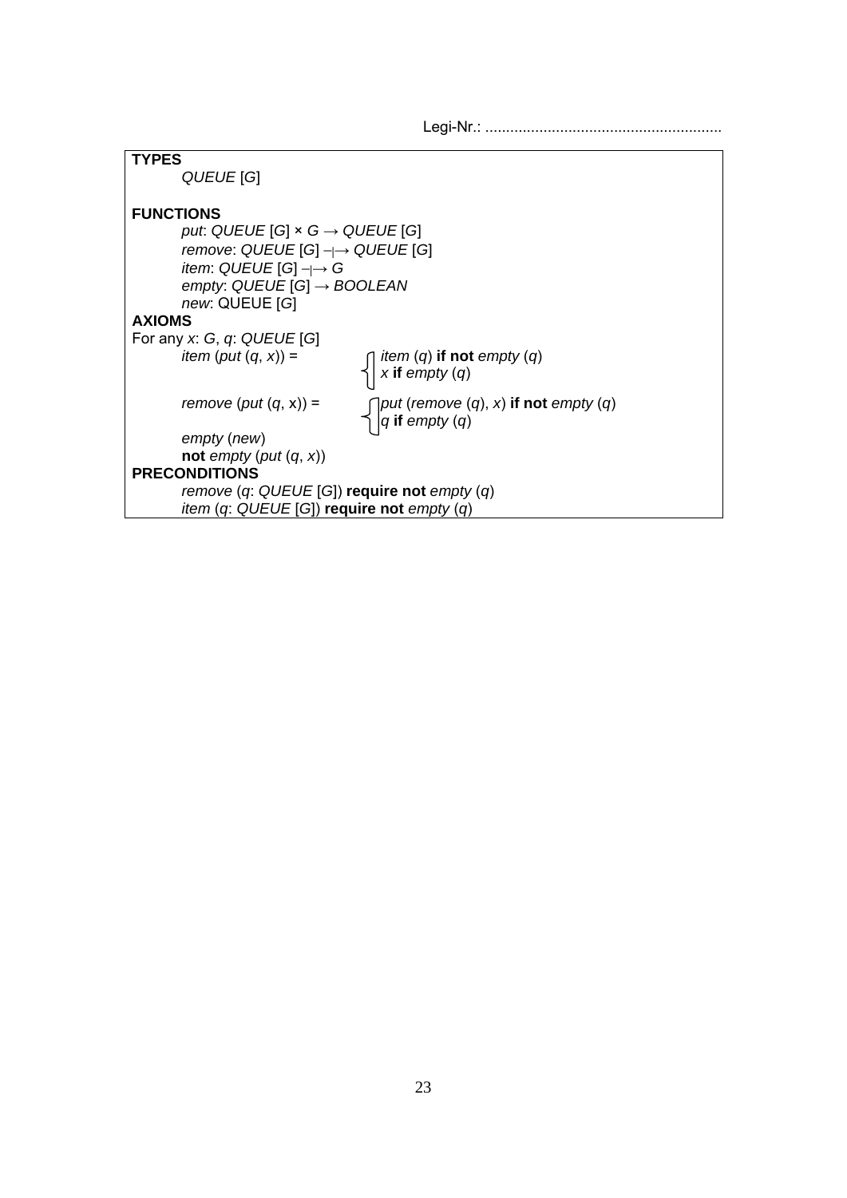Legi-Nr.: .........................................................

**TYPES**

*QUEUE* [*G*]

**FUNCTIONS**

*put*: *QUEUE* [*G*] × *G* → *QUEUE* [*G*]
*remove*: *QUEUE* [*G*] ⇸ *QUEUE* [*G*]
*item*: *QUEUE* [*G*] ⇸ *G*
*empty*: *QUEUE* [*G*] → *BOOLEAN*
*new*: QUEUE [*G*]

**AXIOMS**

For any *x*: *G*, *q*: *QUEUE* [*G*]

*item* (*put* (*q*, *x*)) = 
- *item* (*q*) **if not** *empty* (*q*)
- *x* **if** *empty* (*q*)

*remove* (*put* (*q*, x)) = 
- *put* (*remove* (*q*), *x*) **if not** *empty* (*q*)
- *q* **if** *empty* (*q*)

*empty* (*new*)

**not** *empty* (*put* (*q*, *x*))

**PRECONDITIONS**

*remove* (*q*: *QUEUE* [*G*]) **require not** *empty* (*q*)
*item* (*q*: *QUEUE* [*G*]) **require not** *empty* (*q*)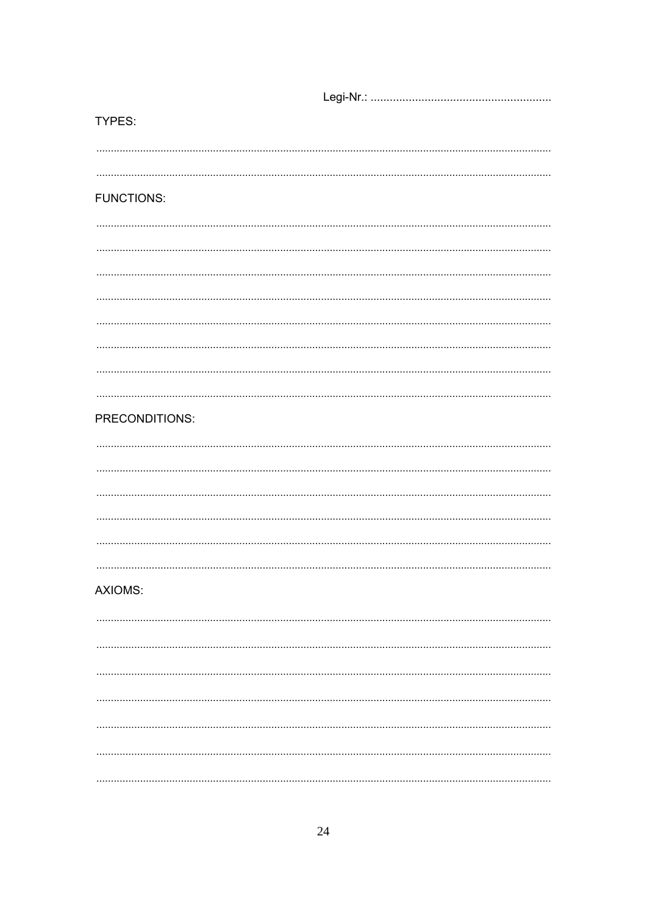Legi-Nr.: ..........................................................

TYPES:

.......................................................................................................................................................

.......................................................................................................................................................

FUNCTIONS:

.......................................................................................................................................................

.......................................................................................................................................................

.......................................................................................................................................................

.......................................................................................................................................................

.......................................................................................................................................................

.......................................................................................................................................................

.......................................................................................................................................................

.......................................................................................................................................................

PRECONDITIONS:

.......................................................................................................................................................

.......................................................................................................................................................

.......................................................................................................................................................

.......................................................................................................................................................

.......................................................................................................................................................

.......................................................................................................................................................

AXIOMS:

.......................................................................................................................................................

.......................................................................................................................................................

.......................................................................................................................................................

.......................................................................................................................................................

.......................................................................................................................................................

.......................................................................................................................................................

.......................................................................................................................................................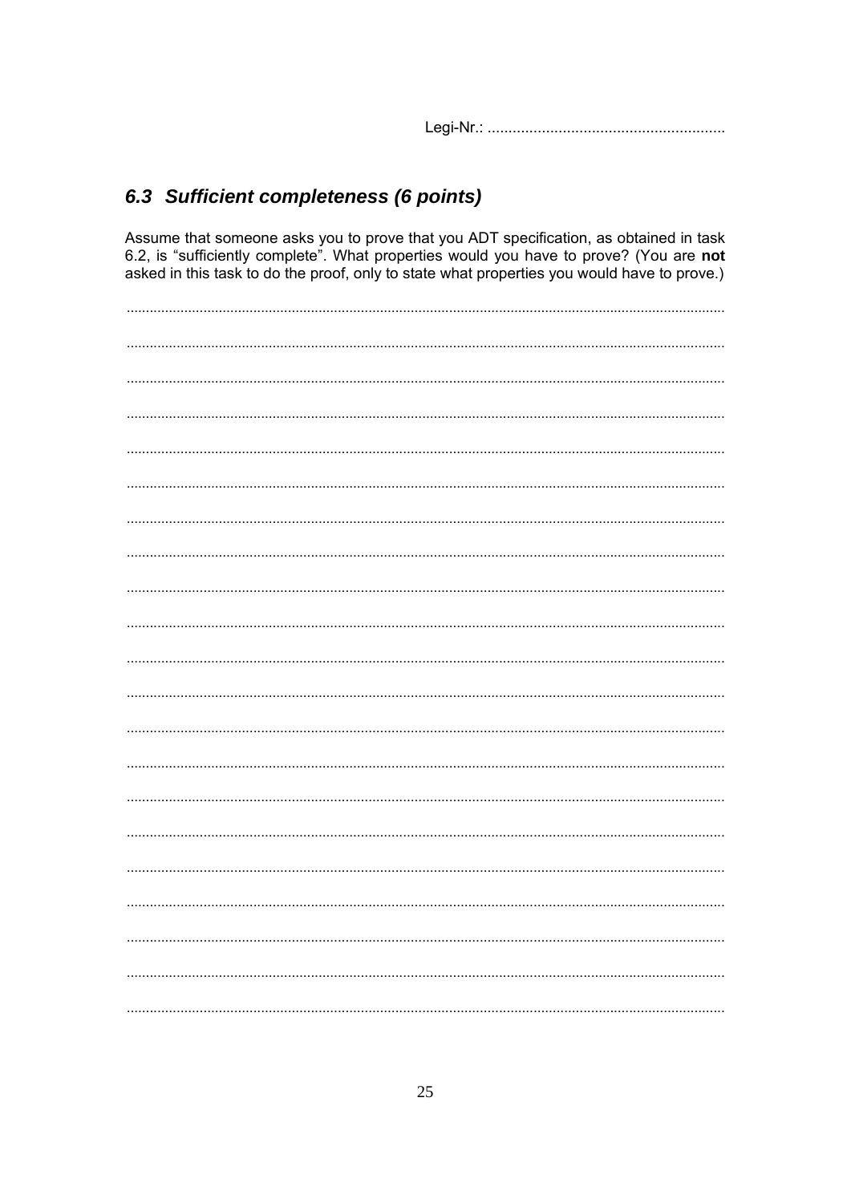Legi-Nr.: .........................................................

## *6.3 Sufficient completeness (6 points)*

Assume that someone asks you to prove that you ADT specification, as obtained in task 6.2, is "sufficiently complete". What properties would you have to prove? (You are **not** asked in this task to do the proof, only to state what properties you would have to prove.)